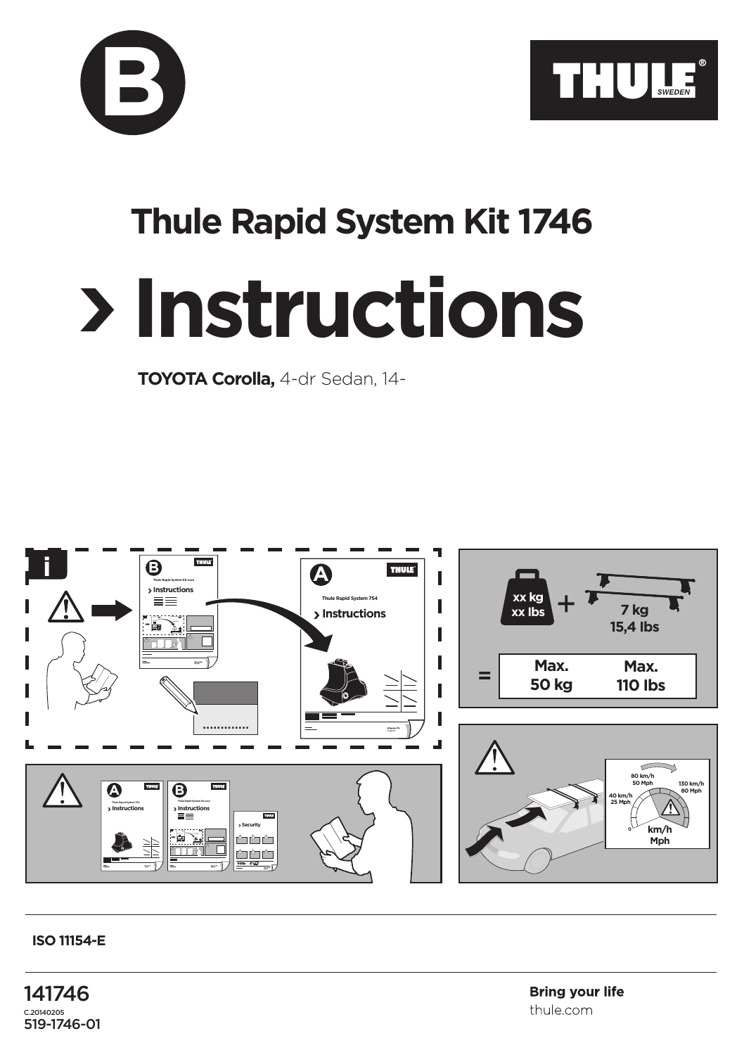B

THULE® SWEDEN

# Thule Rapid System Kit 1746

# › Instructions

**TOYOTA Corolla,** 4-dr Sedan, 14-

i

xx kg
xx lbs

+

7 kg
15,4 lbs

=

| Max. 50 kg | Max. 110 lbs |
|---|---|

80 km/h
50 Mph

40 km/h
25 Mph

130 km/h
80 Mph

0

km/h
Mph

**ISO 11154-E**

141746

C.20140205

519-1746-01

**Bring your life**

thule.com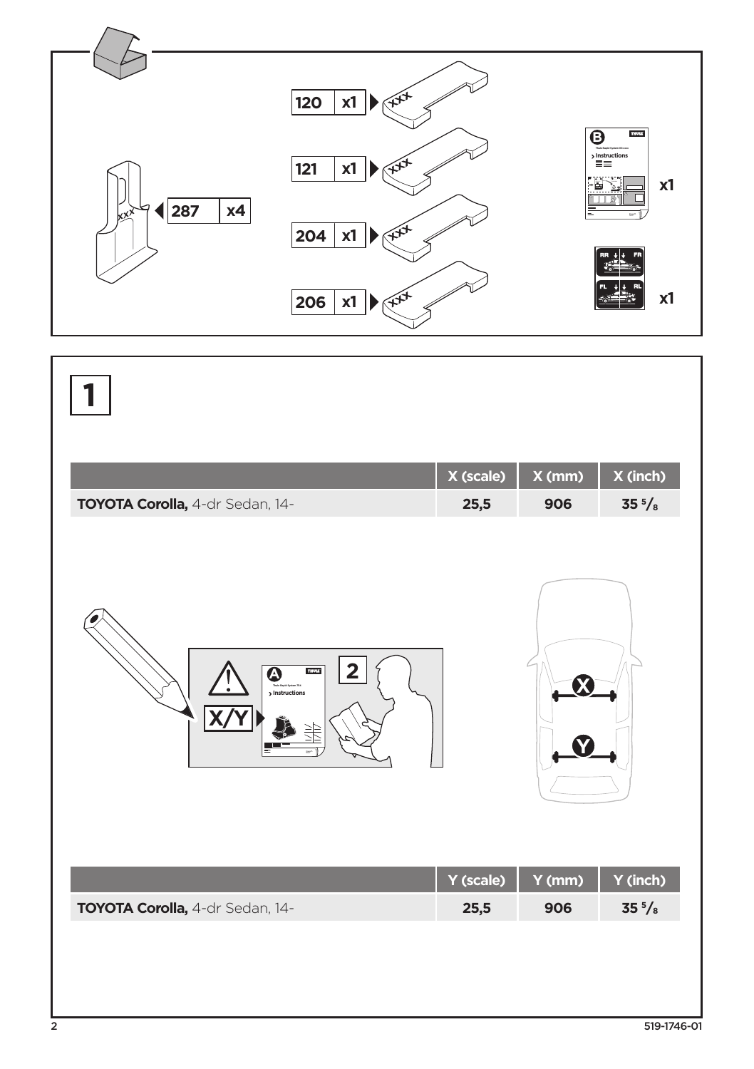| | |
|---|---|
| 120 | x1 |
| 121 | x1 |
| 204 | x1 |
| 206 | x1 |
| 287 | x4 |

x1

x1

# 1

| | X (scale) | X (mm) | X (inch) |
|---|---|---|---|
| **TOYOTA Corolla,** 4-dr Sedan, 14- | **25,5** | **906** | **35 5/8** |

X/Y

2

| | Y (scale) | Y (mm) | Y (inch) |
|---|---|---|---|
| **TOYOTA Corolla,** 4-dr Sedan, 14- | **25,5** | **906** | **35 5/8** |

519-1746-01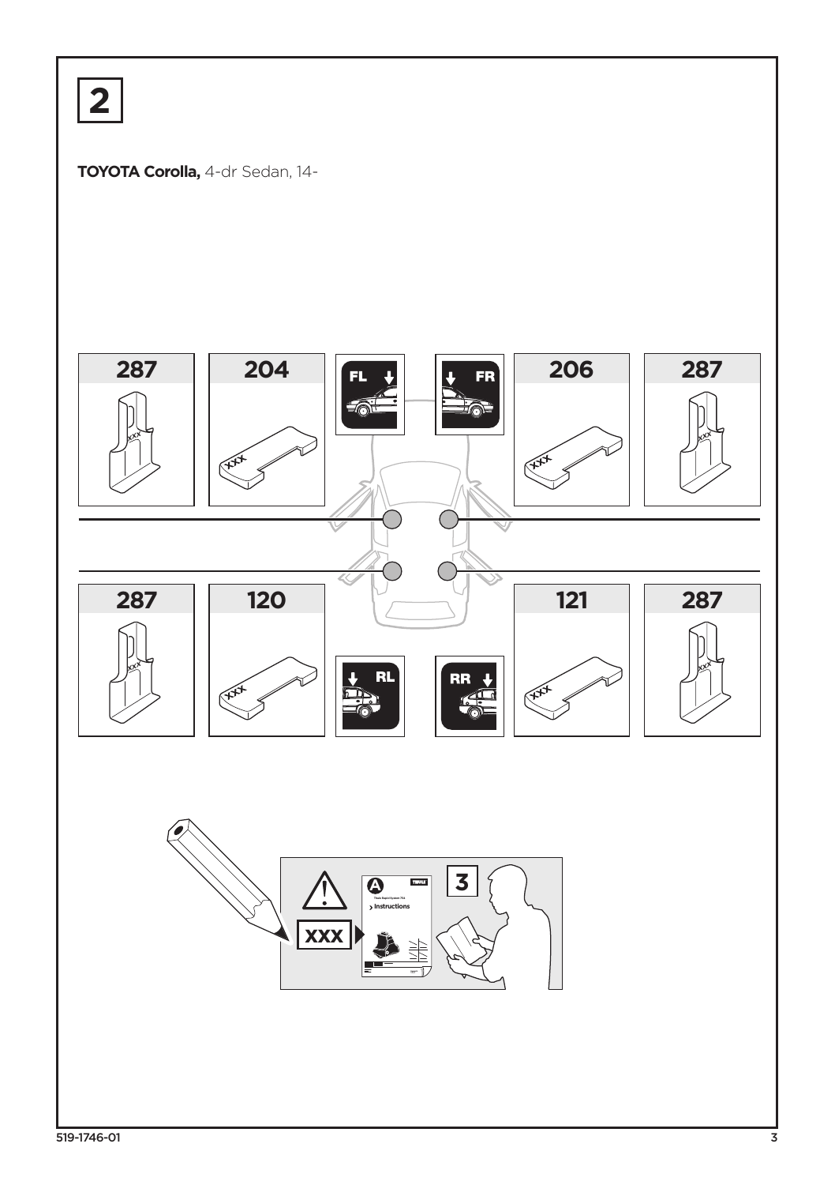# 2

**TOYOTA Corolla,** 4-dr Sedan, 14-

| 287 | 204 | FL | FR | 206 | 287 |
|---|---|---|---|---|---|
| 287 | 120 | RL | RR | 121 | 287 |

XXX

3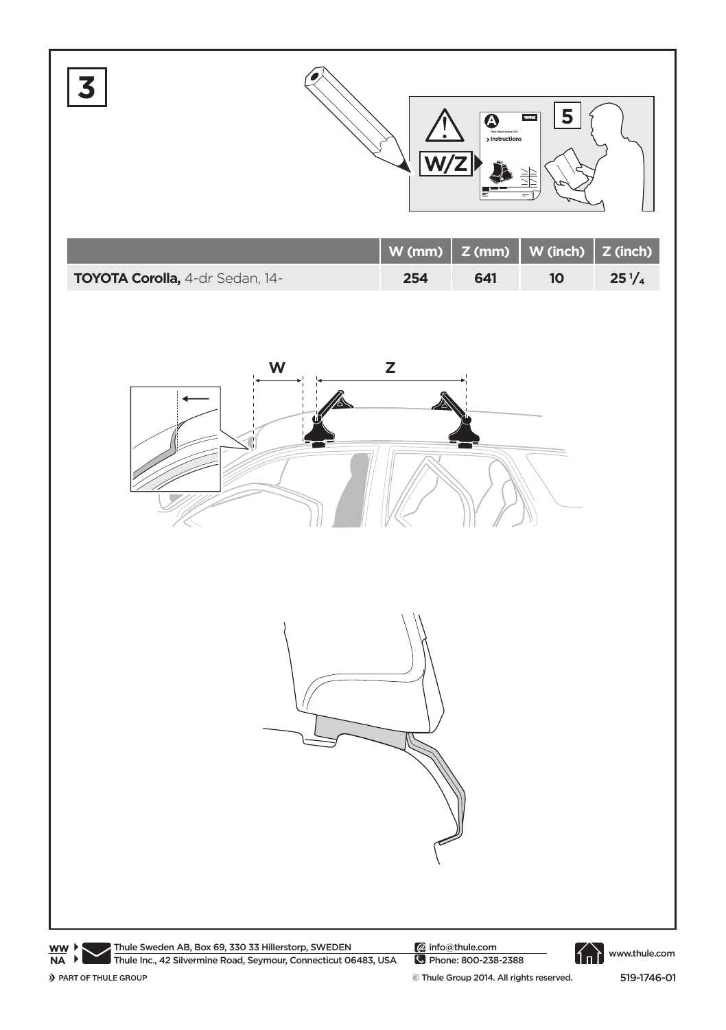# 3

| | W (mm) | Z (mm) | W (inch) | Z (inch) |
|---|---|---|---|---|
| **TOYOTA Corolla,** 4-dr Sedan, 14- | 254 | 641 | 10 | 25 1/4 |

W

Z

W/Z

5